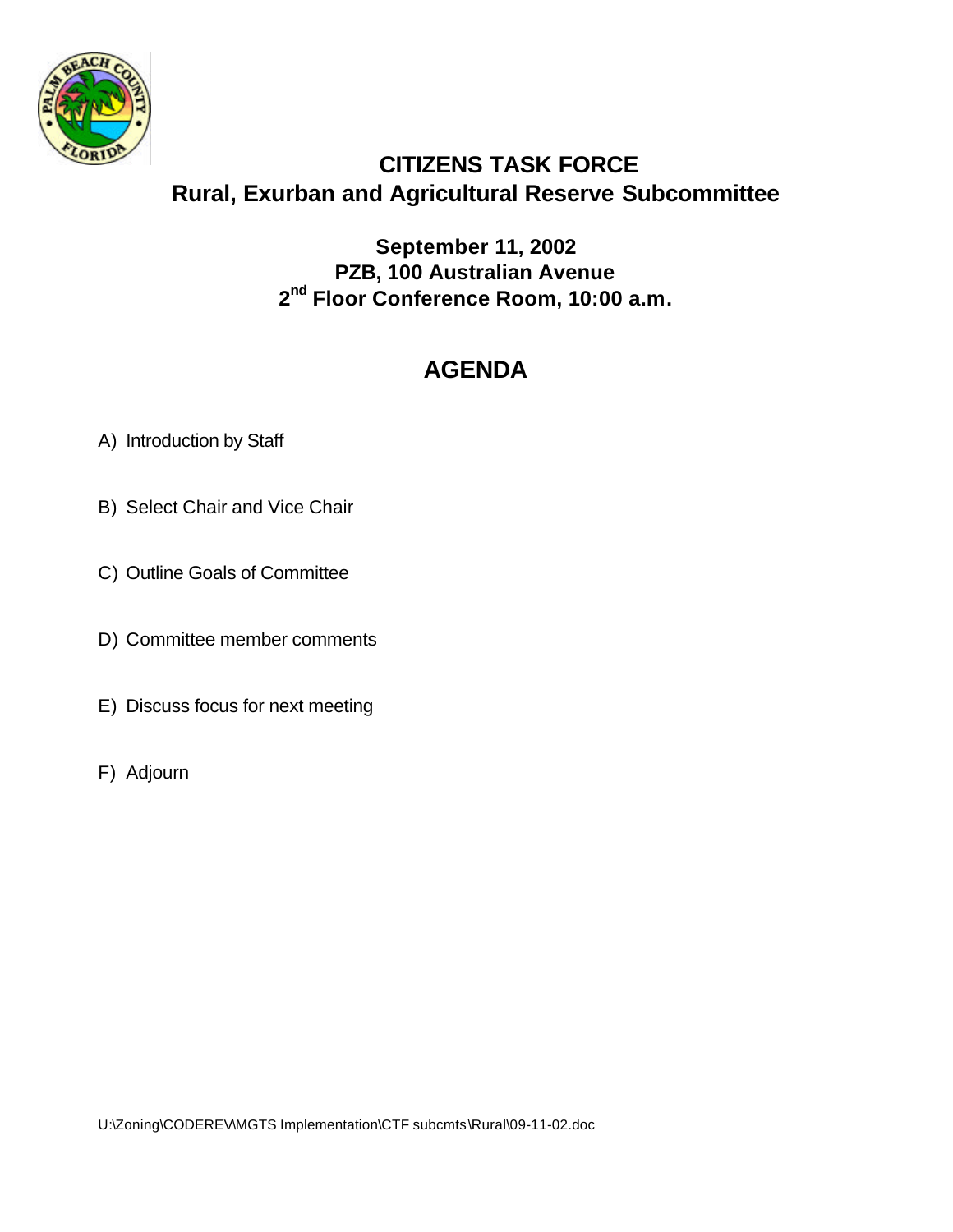# CITIZENS TASK FORCE
## Rural, Exurban and Agricultural Reserve Subcommittee

**September 11, 2002**
**PZB, 100 Australian Avenue**
**2nd Floor Conference Room, 10:00 a.m.**

## AGENDA

A) Introduction by Staff

B) Select Chair and Vice Chair

C) Outline Goals of Committee

D) Committee member comments

E) Discuss focus for next meeting

F) Adjourn

U:\Zoning\CODEREV\MGTS Implementation\CTF subcmts\Rural\09-11-02.doc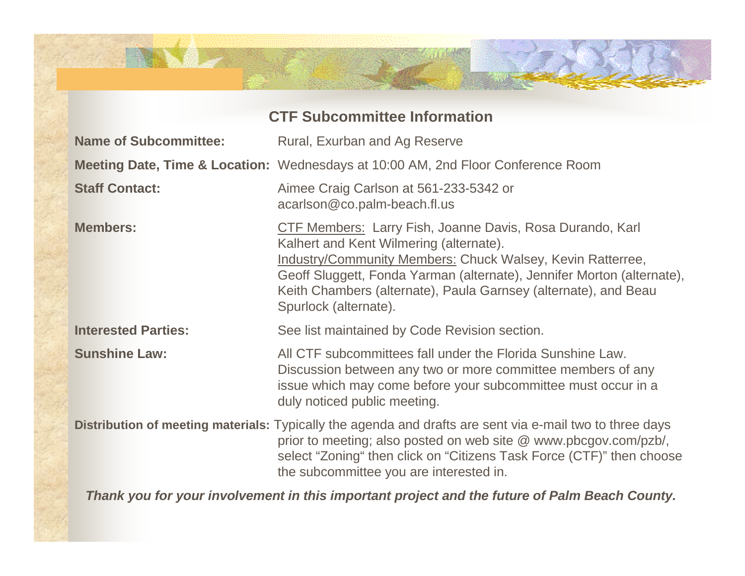## CTF Subcommittee Information

**Name of Subcommittee:** Rural, Exurban and Ag Reserve

**Meeting Date, Time & Location:** Wednesdays at 10:00 AM, 2nd Floor Conference Room

**Staff Contact:** Aimee Craig Carlson at 561-233-5342 or acarlson@co.palm-beach.fl.us

**Members:** CTF Members: Larry Fish, Joanne Davis, Rosa Durando, Karl Kalhert and Kent Wilmering (alternate).
Industry/Community Members: Chuck Walsey, Kevin Ratterree, Geoff Sluggett, Fonda Yarman (alternate), Jennifer Morton (alternate), Keith Chambers (alternate), Paula Garnsey (alternate), and Beau Spurlock (alternate).

**Interested Parties:** See list maintained by Code Revision section.

**Sunshine Law:** All CTF subcommittees fall under the Florida Sunshine Law. Discussion between any two or more committee members of any issue which may come before your subcommittee must occur in a duly noticed public meeting.

**Distribution of meeting materials:** Typically the agenda and drafts are sent via e-mail two to three days prior to meeting; also posted on web site @ www.pbcgov.com/pzb/, select "Zoning" then click on "Citizens Task Force (CTF)" then choose the subcommittee you are interested in.

***Thank you for your involvement in this important project and the future of Palm Beach County.***